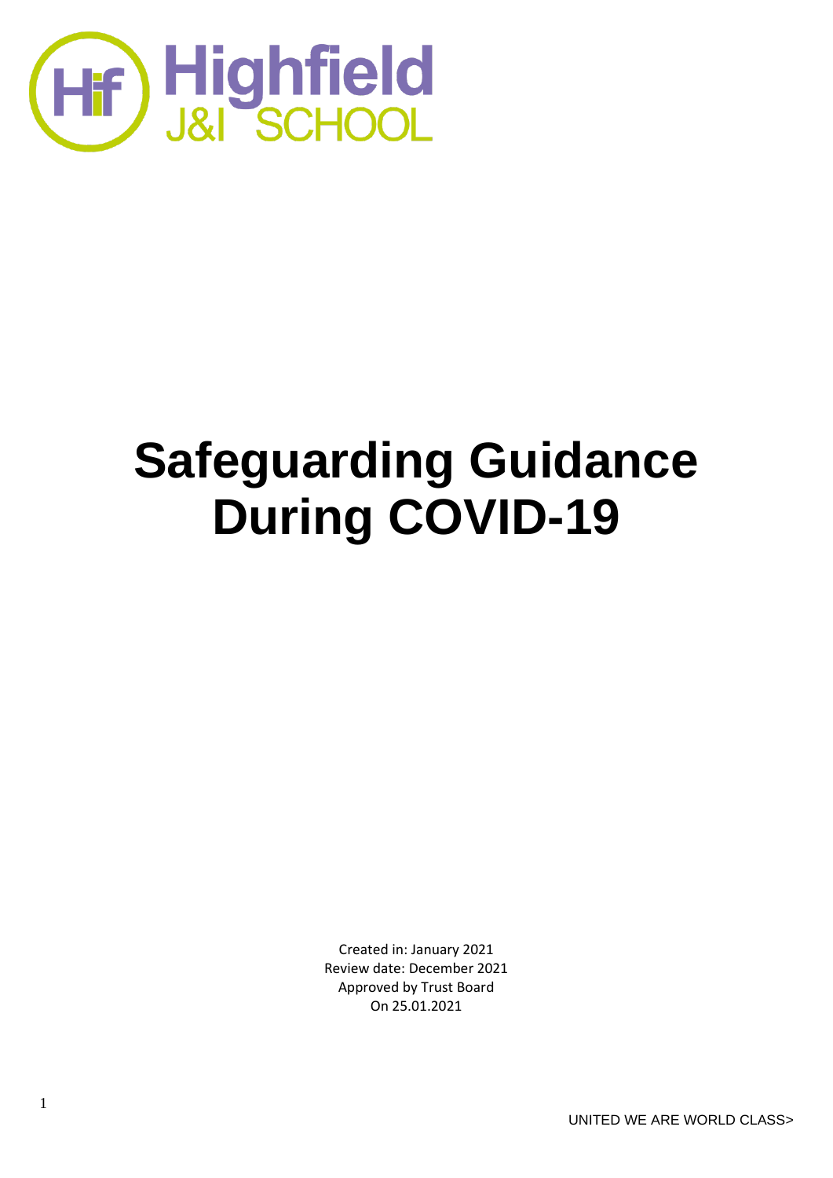# Safeguarding Guidance During COVID-19

Created in: January 2021
Review date: December 2021
Approved by Trust Board
On 25.01.2021

UNITED WE ARE WORLD CLASS>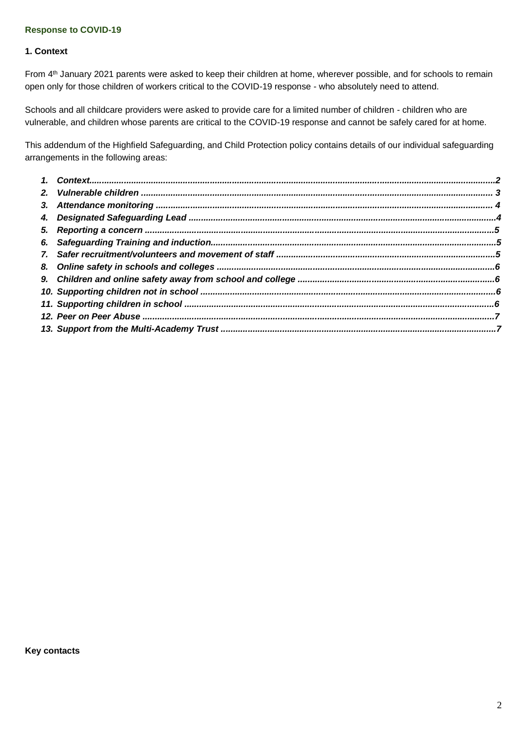**Response to COVID-19**

### 1. Context

From 4th January 2021 parents were asked to keep their children at home, wherever possible, and for schools to remain open only for those children of workers critical to the COVID-19 response - who absolutely need to attend.

Schools and all childcare providers were asked to provide care for a limited number of children - children who are vulnerable, and children whose parents are critical to the COVID-19 response and cannot be safely cared for at home.

This addendum of the Highfield Safeguarding, and Child Protection policy contains details of our individual safeguarding arrangements in the following areas:

1. ***Context*** ........................................................................................................................................2
2. ***Vulnerable children*** .......................................................................................................................3
3. ***Attendance monitoring*** ..................................................................................................................4
4. ***Designated Safeguarding Lead*** ......................................................................................................4
5. ***Reporting a concern*** .....................................................................................................................5
6. ***Safeguarding Training and induction*** ..............................................................................................5
7. ***Safer recruitment/volunteers and movement of staff*** ........................................................................5
8. ***Online safety in schools and colleges*** ............................................................................................6
9. ***Children and online safety away from school and college*** ................................................................6
10. ***Supporting children not in school*** .................................................................................................6
11. ***Supporting children in school*** ......................................................................................................6
12. ***Peer on Peer Abuse*** ...................................................................................................................7
13. ***Support from the Multi-Academy Trust*** ..........................................................................................7

**Key contacts**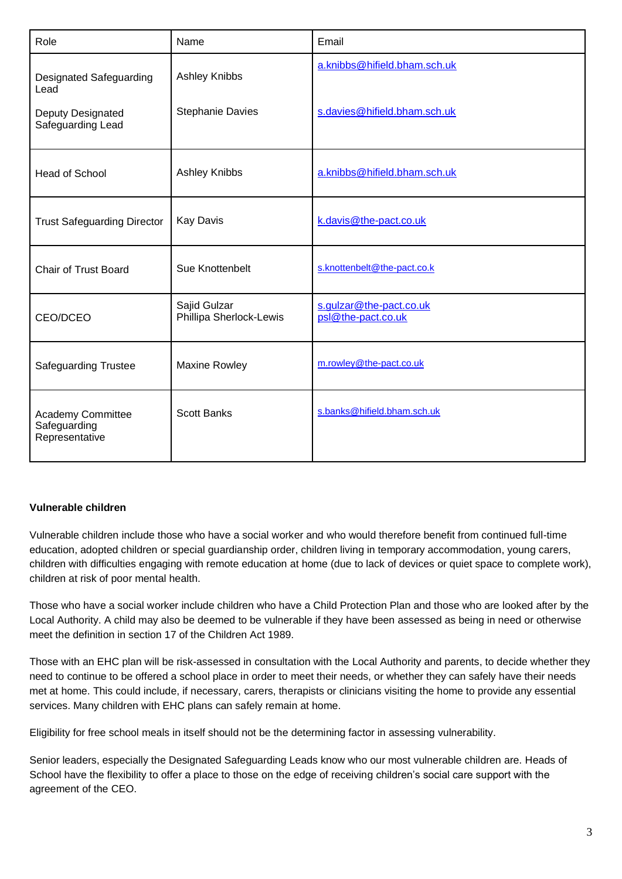| Role | Name | Email |
|---|---|---|
| Designated Safeguarding Lead<br><br>Deputy Designated Safeguarding Lead | Ashley Knibbs<br><br>Stephanie Davies | a.knibbs@hifield.bham.sch.uk<br><br>s.davies@hifield.bham.sch.uk |
| Head of School | Ashley Knibbs | a.knibbs@hifield.bham.sch.uk |
| Trust Safeguarding Director | Kay Davis | k.davis@the-pact.co.uk |
| Chair of Trust Board | Sue Knottenbelt | s.knottenbelt@the-pact.co.k |
| CEO/DCEO | Sajid Gulzar<br>Phillipa Sherlock-Lewis | s.gulzar@the-pact.co.uk<br>psl@the-pact.co.uk |
| Safeguarding Trustee | Maxine Rowley | m.rowley@the-pact.co.uk |
| Academy Committee Safeguarding Representative | Scott Banks | s.banks@hifield.bham.sch.uk |

**Vulnerable children**

Vulnerable children include those who have a social worker and who would therefore benefit from continued full-time education, adopted children or special guardianship order, children living in temporary accommodation, young carers, children with difficulties engaging with remote education at home (due to lack of devices or quiet space to complete work), children at risk of poor mental health.

Those who have a social worker include children who have a Child Protection Plan and those who are looked after by the Local Authority. A child may also be deemed to be vulnerable if they have been assessed as being in need or otherwise meet the definition in section 17 of the Children Act 1989.

Those with an EHC plan will be risk-assessed in consultation with the Local Authority and parents, to decide whether they need to continue to be offered a school place in order to meet their needs, or whether they can safely have their needs met at home. This could include, if necessary, carers, therapists or clinicians visiting the home to provide any essential services. Many children with EHC plans can safely remain at home.

Eligibility for free school meals in itself should not be the determining factor in assessing vulnerability.

Senior leaders, especially the Designated Safeguarding Leads know who our most vulnerable children are. Heads of School have the flexibility to offer a place to those on the edge of receiving children's social care support with the agreement of the CEO.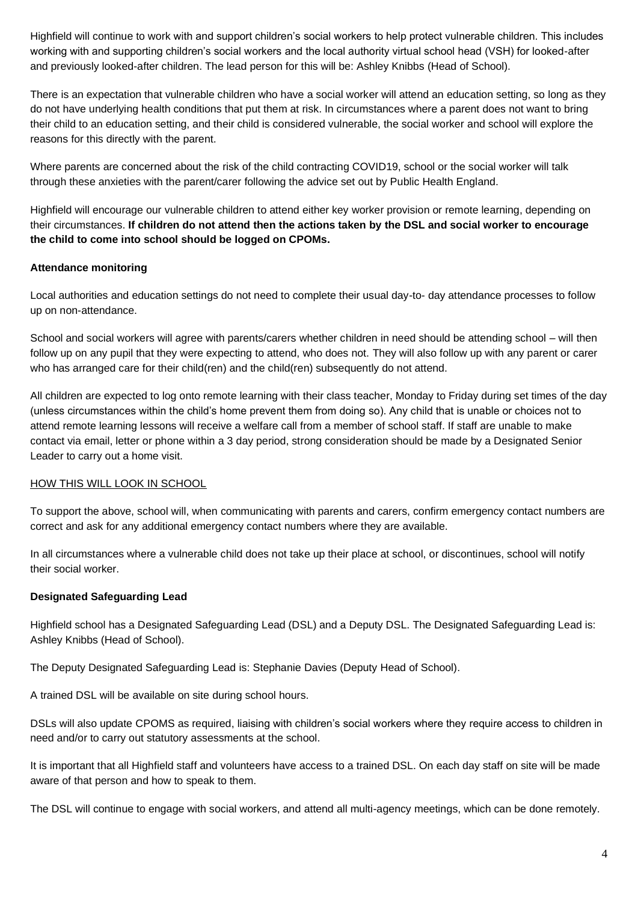Highfield will continue to work with and support children's social workers to help protect vulnerable children. This includes working with and supporting children's social workers and the local authority virtual school head (VSH) for looked-after and previously looked-after children. The lead person for this will be: Ashley Knibbs (Head of School).

There is an expectation that vulnerable children who have a social worker will attend an education setting, so long as they do not have underlying health conditions that put them at risk. In circumstances where a parent does not want to bring their child to an education setting, and their child is considered vulnerable, the social worker and school will explore the reasons for this directly with the parent.

Where parents are concerned about the risk of the child contracting COVID19, school or the social worker will talk through these anxieties with the parent/carer following the advice set out by Public Health England.

Highfield will encourage our vulnerable children to attend either key worker provision or remote learning, depending on their circumstances. **If children do not attend then the actions taken by the DSL and social worker to encourage the child to come into school should be logged on CPOMs.**

**Attendance monitoring**

Local authorities and education settings do not need to complete their usual day-to- day attendance processes to follow up on non-attendance.

School and social workers will agree with parents/carers whether children in need should be attending school – will then follow up on any pupil that they were expecting to attend, who does not. They will also follow up with any parent or carer who has arranged care for their child(ren) and the child(ren) subsequently do not attend.

All children are expected to log onto remote learning with their class teacher, Monday to Friday during set times of the day (unless circumstances within the child's home prevent them from doing so). Any child that is unable or choices not to attend remote learning lessons will receive a welfare call from a member of school staff. If staff are unable to make contact via email, letter or phone within a 3 day period, strong consideration should be made by a Designated Senior Leader to carry out a home visit.

<u>HOW THIS WILL LOOK IN SCHOOL</u>

To support the above, school will, when communicating with parents and carers, confirm emergency contact numbers are correct and ask for any additional emergency contact numbers where they are available.

In all circumstances where a vulnerable child does not take up their place at school, or discontinues, school will notify their social worker.

**Designated Safeguarding Lead**

Highfield school has a Designated Safeguarding Lead (DSL) and a Deputy DSL. The Designated Safeguarding Lead is: Ashley Knibbs (Head of School).

The Deputy Designated Safeguarding Lead is: Stephanie Davies (Deputy Head of School).

A trained DSL will be available on site during school hours.

DSLs will also update CPOMS as required, liaising with children's social workers where they require access to children in need and/or to carry out statutory assessments at the school.

It is important that all Highfield staff and volunteers have access to a trained DSL. On each day staff on site will be made aware of that person and how to speak to them.

The DSL will continue to engage with social workers, and attend all multi-agency meetings, which can be done remotely.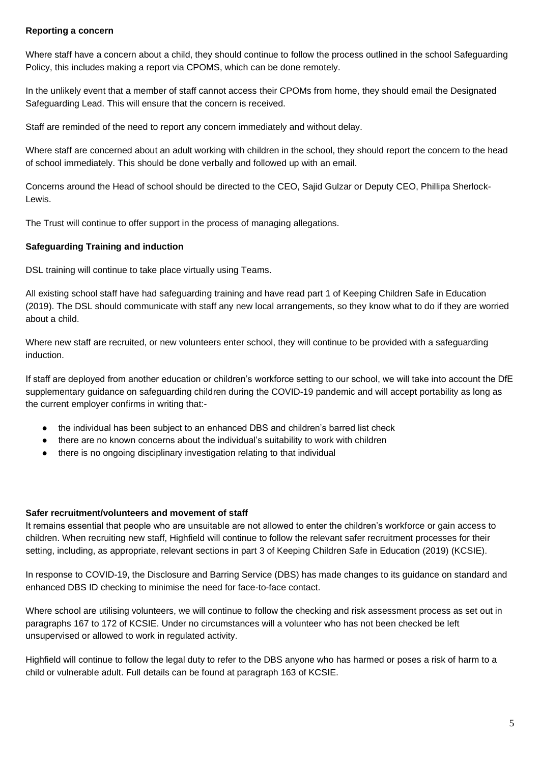**Reporting a concern**

Where staff have a concern about a child, they should continue to follow the process outlined in the school Safeguarding Policy, this includes making a report via CPOMS, which can be done remotely.

In the unlikely event that a member of staff cannot access their CPOMs from home, they should email the Designated Safeguarding Lead. This will ensure that the concern is received.

Staff are reminded of the need to report any concern immediately and without delay.

Where staff are concerned about an adult working with children in the school, they should report the concern to the head of school immediately. This should be done verbally and followed up with an email.

Concerns around the Head of school should be directed to the CEO, Sajid Gulzar or Deputy CEO, Phillipa Sherlock-Lewis.

The Trust will continue to offer support in the process of managing allegations.

**Safeguarding Training and induction**

DSL training will continue to take place virtually using Teams.

All existing school staff have had safeguarding training and have read part 1 of Keeping Children Safe in Education (2019). The DSL should communicate with staff any new local arrangements, so they know what to do if they are worried about a child.

Where new staff are recruited, or new volunteers enter school, they will continue to be provided with a safeguarding induction.

If staff are deployed from another education or children's workforce setting to our school, we will take into account the DfE supplementary guidance on safeguarding children during the COVID-19 pandemic and will accept portability as long as the current employer confirms in writing that:-

- the individual has been subject to an enhanced DBS and children's barred list check
- there are no known concerns about the individual's suitability to work with children
- there is no ongoing disciplinary investigation relating to that individual

**Safer recruitment/volunteers and movement of staff**

It remains essential that people who are unsuitable are not allowed to enter the children's workforce or gain access to children. When recruiting new staff, Highfield will continue to follow the relevant safer recruitment processes for their setting, including, as appropriate, relevant sections in part 3 of Keeping Children Safe in Education (2019) (KCSIE).

In response to COVID-19, the Disclosure and Barring Service (DBS) has made changes to its guidance on standard and enhanced DBS ID checking to minimise the need for face-to-face contact.

Where school are utilising volunteers, we will continue to follow the checking and risk assessment process as set out in paragraphs 167 to 172 of KCSIE. Under no circumstances will a volunteer who has not been checked be left unsupervised or allowed to work in regulated activity.

Highfield will continue to follow the legal duty to refer to the DBS anyone who has harmed or poses a risk of harm to a child or vulnerable adult. Full details can be found at paragraph 163 of KCSIE.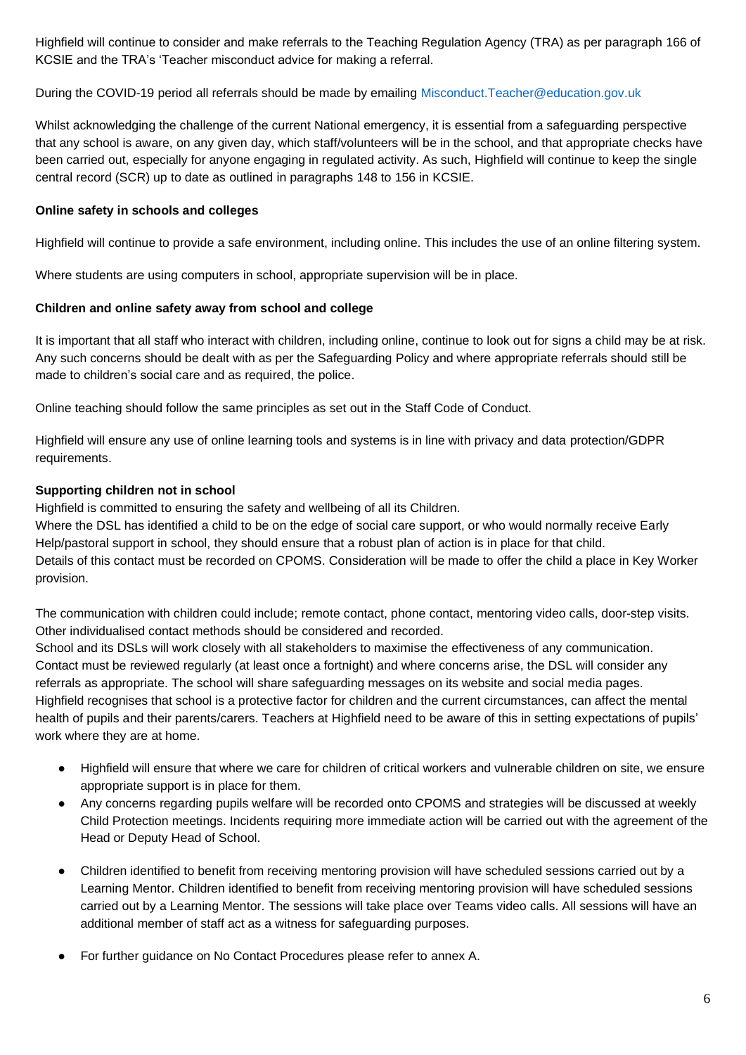Highfield will continue to consider and make referrals to the Teaching Regulation Agency (TRA) as per paragraph 166 of KCSIE and the TRA's 'Teacher misconduct advice for making a referral.

During the COVID-19 period all referrals should be made by emailing Misconduct.Teacher@education.gov.uk

Whilst acknowledging the challenge of the current National emergency, it is essential from a safeguarding perspective that any school is aware, on any given day, which staff/volunteers will be in the school, and that appropriate checks have been carried out, especially for anyone engaging in regulated activity. As such, Highfield will continue to keep the single central record (SCR) up to date as outlined in paragraphs 148 to 156 in KCSIE.

**Online safety in schools and colleges**

Highfield will continue to provide a safe environment, including online. This includes the use of an online filtering system.

Where students are using computers in school, appropriate supervision will be in place.

**Children and online safety away from school and college**

It is important that all staff who interact with children, including online, continue to look out for signs a child may be at risk. Any such concerns should be dealt with as per the Safeguarding Policy and where appropriate referrals should still be made to children's social care and as required, the police.

Online teaching should follow the same principles as set out in the Staff Code of Conduct.

Highfield will ensure any use of online learning tools and systems is in line with privacy and data protection/GDPR requirements.

**Supporting children not in school**

Highfield is committed to ensuring the safety and wellbeing of all its Children.
Where the DSL has identified a child to be on the edge of social care support, or who would normally receive Early Help/pastoral support in school, they should ensure that a robust plan of action is in place for that child.
Details of this contact must be recorded on CPOMS. Consideration will be made to offer the child a place in Key Worker provision.

The communication with children could include; remote contact, phone contact, mentoring video calls, door-step visits. Other individualised contact methods should be considered and recorded.
School and its DSLs will work closely with all stakeholders to maximise the effectiveness of any communication. Contact must be reviewed regularly (at least once a fortnight) and where concerns arise, the DSL will consider any referrals as appropriate. The school will share safeguarding messages on its website and social media pages.
Highfield recognises that school is a protective factor for children and the current circumstances, can affect the mental health of pupils and their parents/carers. Teachers at Highfield need to be aware of this in setting expectations of pupils' work where they are at home.

- Highfield will ensure that where we care for children of critical workers and vulnerable children on site, we ensure appropriate support is in place for them.
- Any concerns regarding pupils welfare will be recorded onto CPOMS and strategies will be discussed at weekly Child Protection meetings. Incidents requiring more immediate action will be carried out with the agreement of the Head or Deputy Head of School.
- Children identified to benefit from receiving mentoring provision will have scheduled sessions carried out by a Learning Mentor. Children identified to benefit from receiving mentoring provision will have scheduled sessions carried out by a Learning Mentor. The sessions will take place over Teams video calls. All sessions will have an additional member of staff act as a witness for safeguarding purposes.
- For further guidance on No Contact Procedures please refer to annex A.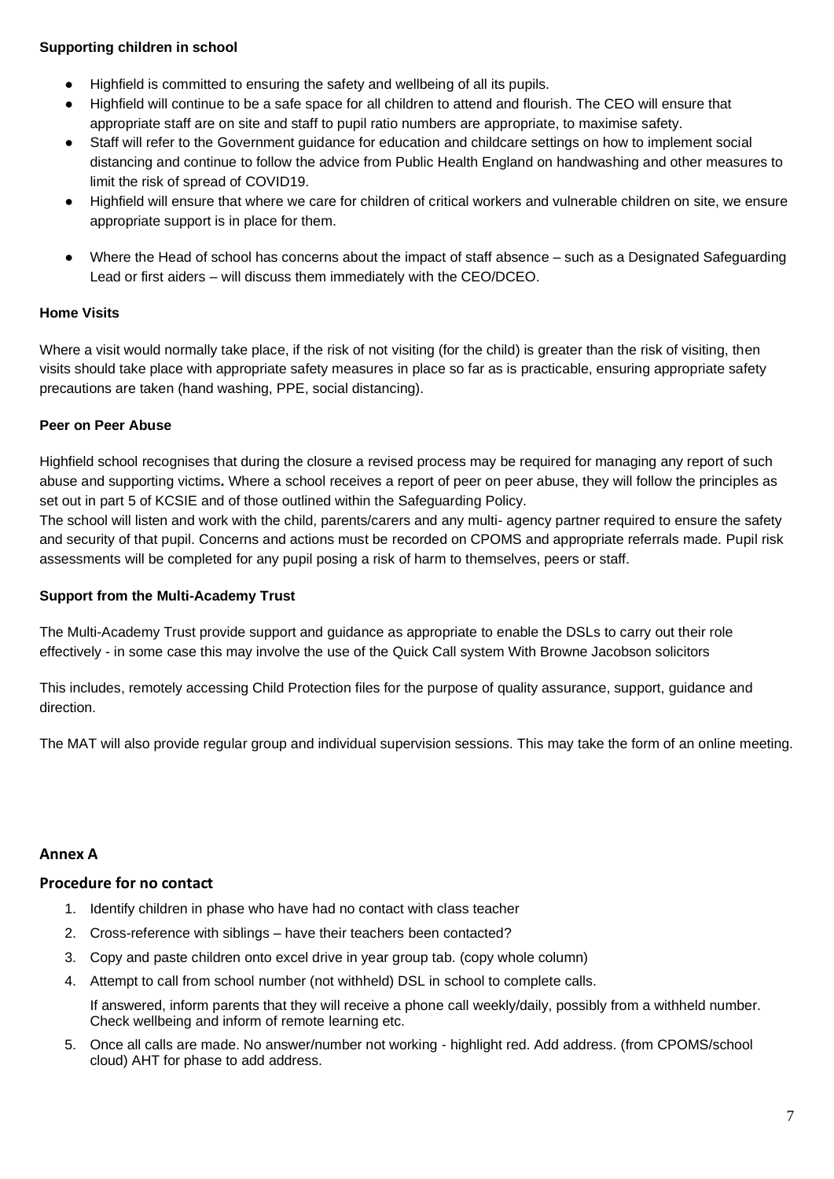**Supporting children in school**

- Highfield is committed to ensuring the safety and wellbeing of all its pupils.
- Highfield will continue to be a safe space for all children to attend and flourish. The CEO will ensure that appropriate staff are on site and staff to pupil ratio numbers are appropriate, to maximise safety.
- Staff will refer to the Government guidance for education and childcare settings on how to implement social distancing and continue to follow the advice from Public Health England on handwashing and other measures to limit the risk of spread of COVID19.
- Highfield will ensure that where we care for children of critical workers and vulnerable children on site, we ensure appropriate support is in place for them.
- Where the Head of school has concerns about the impact of staff absence – such as a Designated Safeguarding Lead or first aiders – will discuss them immediately with the CEO/DCEO.

**Home Visits**

Where a visit would normally take place, if the risk of not visiting (for the child) is greater than the risk of visiting, then visits should take place with appropriate safety measures in place so far as is practicable, ensuring appropriate safety precautions are taken (hand washing, PPE, social distancing).

**Peer on Peer Abuse**

Highfield school recognises that during the closure a revised process may be required for managing any report of such abuse and supporting victims**.** Where a school receives a report of peer on peer abuse, they will follow the principles as set out in part 5 of KCSIE and of those outlined within the Safeguarding Policy.
The school will listen and work with the child, parents/carers and any multi- agency partner required to ensure the safety and security of that pupil. Concerns and actions must be recorded on CPOMS and appropriate referrals made. Pupil risk assessments will be completed for any pupil posing a risk of harm to themselves, peers or staff.

**Support from the Multi-Academy Trust**

The Multi-Academy Trust provide support and guidance as appropriate to enable the DSLs to carry out their role effectively - in some case this may involve the use of the Quick Call system With Browne Jacobson solicitors

This includes, remotely accessing Child Protection files for the purpose of quality assurance, support, guidance and direction.

The MAT will also provide regular group and individual supervision sessions. This may take the form of an online meeting.

## Annex A

### Procedure for no contact

1. Identify children in phase who have had no contact with class teacher
2. Cross-reference with siblings – have their teachers been contacted?
3. Copy and paste children onto excel drive in year group tab. (copy whole column)
4. Attempt to call from school number (not withheld) DSL in school to complete calls.

   If answered, inform parents that they will receive a phone call weekly/daily, possibly from a withheld number. Check wellbeing and inform of remote learning etc.
5. Once all calls are made. No answer/number not working - highlight red. Add address. (from CPOMS/school cloud) AHT for phase to add address.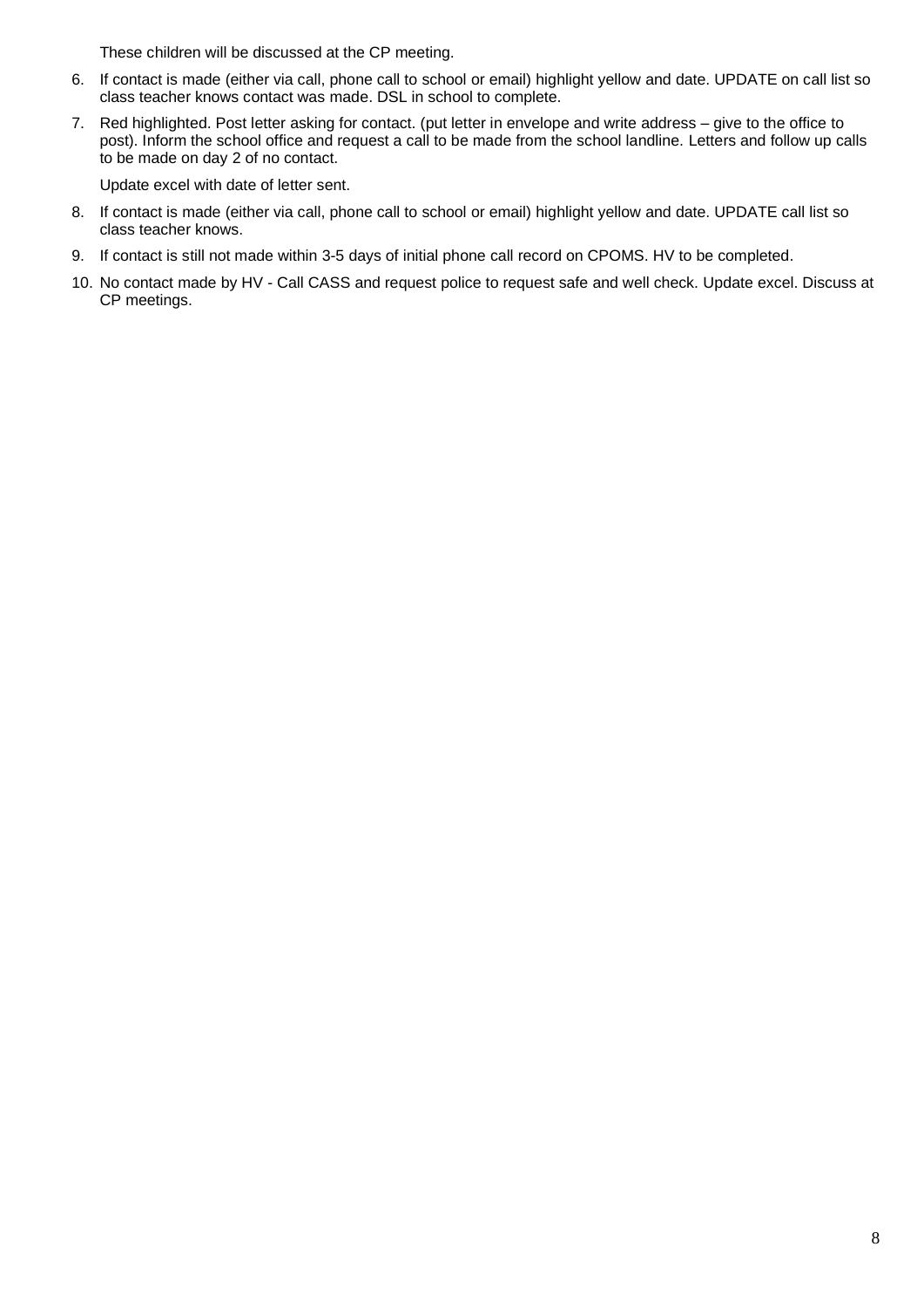These children will be discussed at the CP meeting.

6. If contact is made (either via call, phone call to school or email) highlight yellow and date. UPDATE on call list so class teacher knows contact was made. DSL in school to complete.
7. Red highlighted. Post letter asking for contact. (put letter in envelope and write address – give to the office to post). Inform the school office and request a call to be made from the school landline. Letters and follow up calls to be made on day 2 of no contact.

   Update excel with date of letter sent.

8. If contact is made (either via call, phone call to school or email) highlight yellow and date. UPDATE call list so class teacher knows.
9. If contact is still not made within 3-5 days of initial phone call record on CPOMS. HV to be completed.
10. No contact made by HV - Call CASS and request police to request safe and well check. Update excel. Discuss at CP meetings.